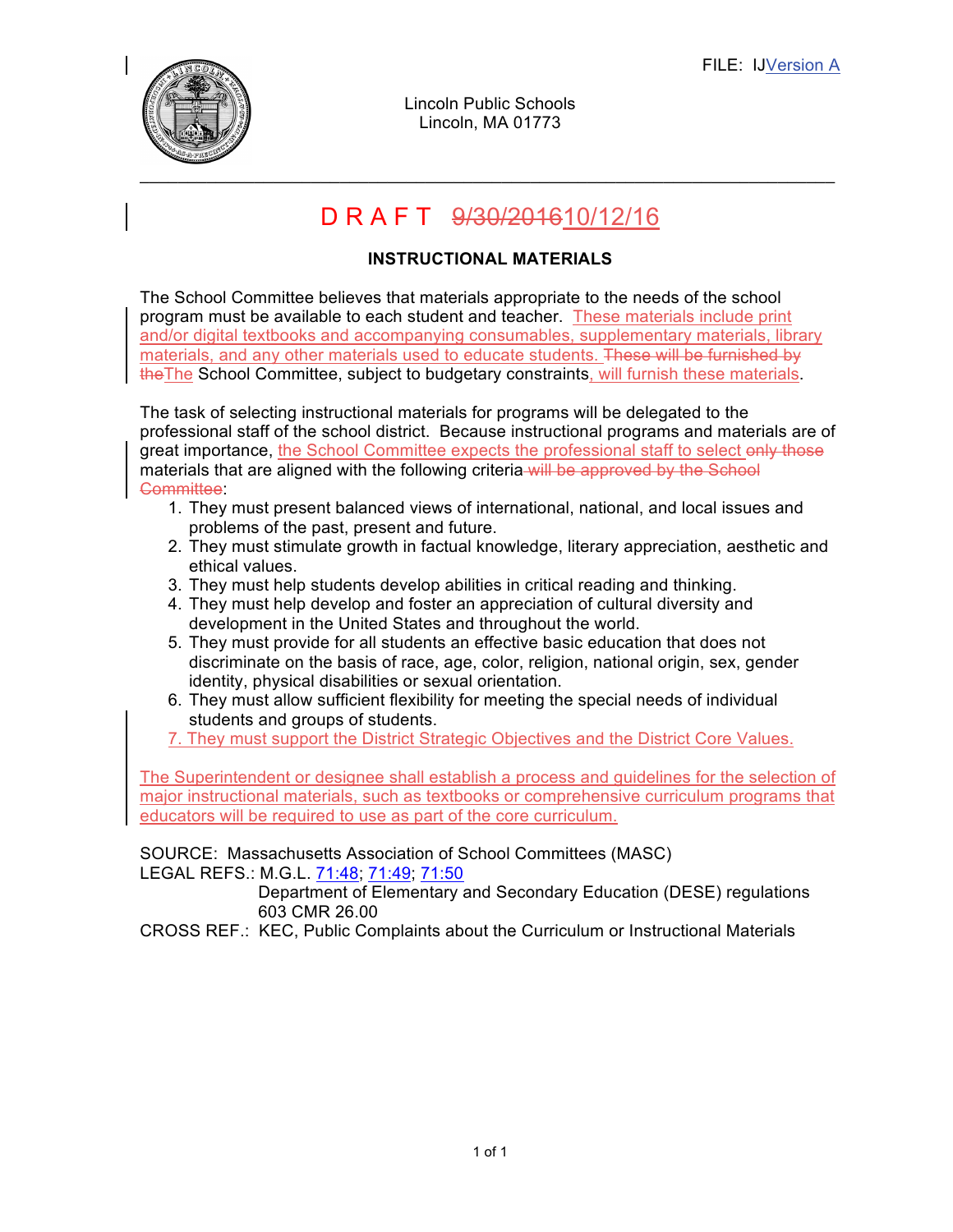FILE: IJVersion A

Lincoln Public Schools
Lincoln, MA 01773

# D R A F T ~~9/30/2016~~10/12/16

## INSTRUCTIONAL MATERIALS

The School Committee believes that materials appropriate to the needs of the school program must be available to each student and teacher. These materials include print and/or digital textbooks and accompanying consumables, supplementary materials, library materials, and any other materials used to educate students. ~~These will be furnished by the~~The School Committee, subject to budgetary constraints, will furnish these materials.

The task of selecting instructional materials for programs will be delegated to the professional staff of the school district. Because instructional programs and materials are of great importance, the School Committee expects the professional staff to select ~~only those~~ materials that are aligned with the following criteria ~~will be approved by the School Committee~~:

1. They must present balanced views of international, national, and local issues and problems of the past, present and future.
2. They must stimulate growth in factual knowledge, literary appreciation, aesthetic and ethical values.
3. They must help students develop abilities in critical reading and thinking.
4. They must help develop and foster an appreciation of cultural diversity and development in the United States and throughout the world.
5. They must provide for all students an effective basic education that does not discriminate on the basis of race, age, color, religion, national origin, sex, gender identity, physical disabilities or sexual orientation.
6. They must allow sufficient flexibility for meeting the special needs of individual students and groups of students.
7. They must support the District Strategic Objectives and the District Core Values.

The Superintendent or designee shall establish a process and guidelines for the selection of major instructional materials, such as textbooks or comprehensive curriculum programs that educators will be required to use as part of the core curriculum.

SOURCE: Massachusetts Association of School Committees (MASC)
LEGAL REFS.: M.G.L. 71:48; 71:49; 71:50
Department of Elementary and Secondary Education (DESE) regulations 603 CMR 26.00
CROSS REF.: KEC, Public Complaints about the Curriculum or Instructional Materials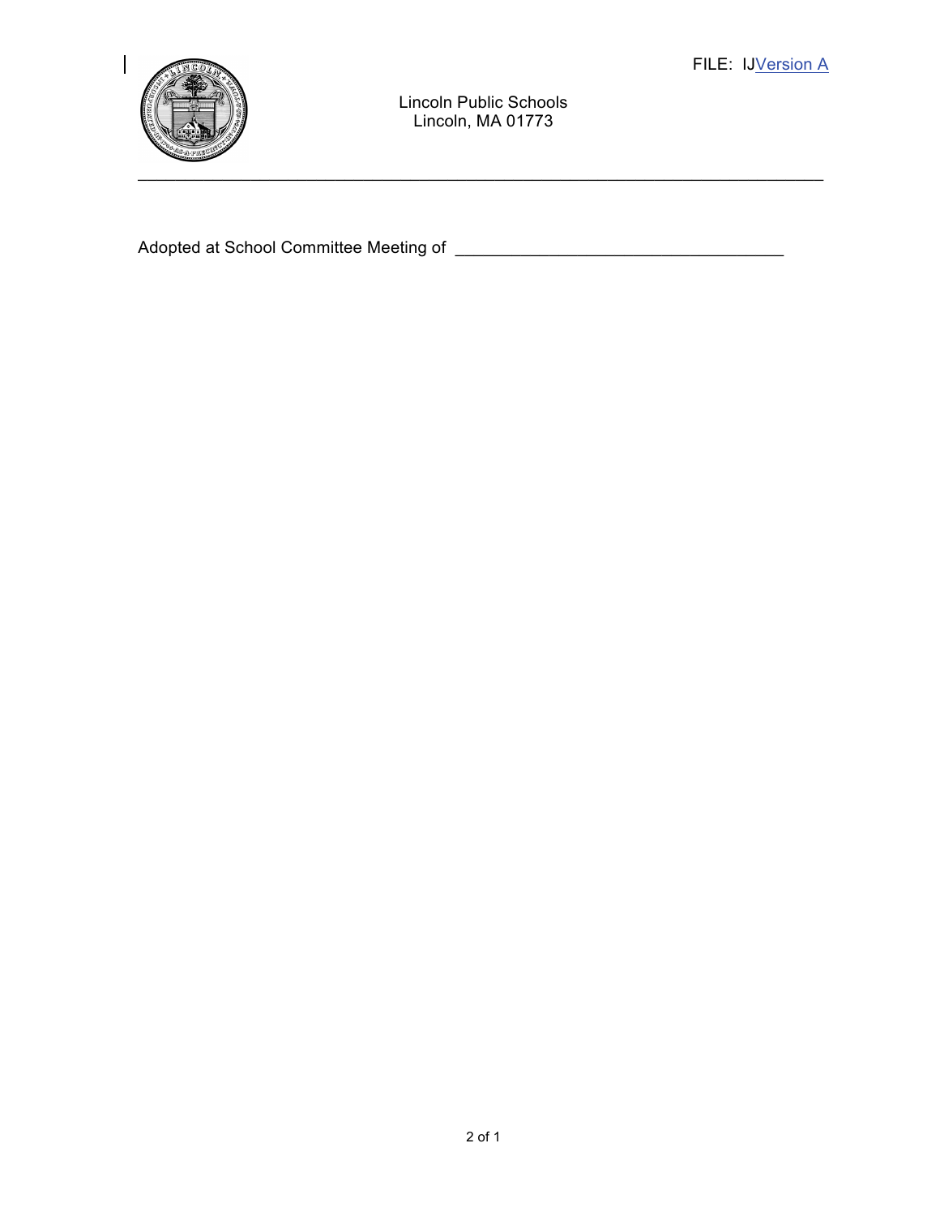FILE: IJVersion A

Lincoln Public Schools
Lincoln, MA 01773

---

Adopted at School Committee Meeting of ___________________________________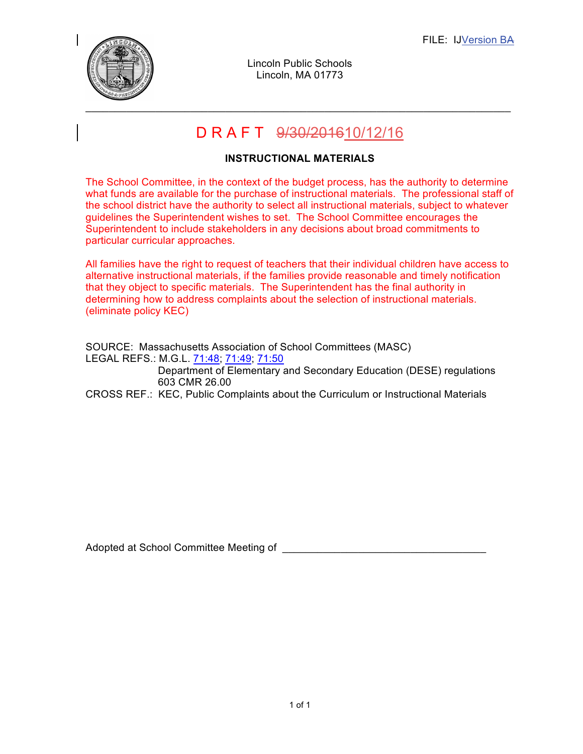FILE: IJ~~Version B~~Version A

Lincoln Public Schools
Lincoln, MA 01773

---

# D R A F T ~~9/30/2016~~10/12/16

**INSTRUCTIONAL MATERIALS**

The School Committee, in the context of the budget process, has the authority to determine what funds are available for the purchase of instructional materials. The professional staff of the school district have the authority to select all instructional materials, subject to whatever guidelines the Superintendent wishes to set. The School Committee encourages the Superintendent to include stakeholders in any decisions about broad commitments to particular curricular approaches.

All families have the right to request of teachers that their individual children have access to alternative instructional materials, if the families provide reasonable and timely notification that they object to specific materials. The Superintendent has the final authority in determining how to address complaints about the selection of instructional materials. (eliminate policy KEC)

SOURCE: Massachusetts Association of School Committees (MASC)
LEGAL REFS.: M.G.L. 71:48; 71:49; 71:50
Department of Elementary and Secondary Education (DESE) regulations 603 CMR 26.00
CROSS REF.: KEC, Public Complaints about the Curriculum or Instructional Materials

Adopted at School Committee Meeting of ___________________________________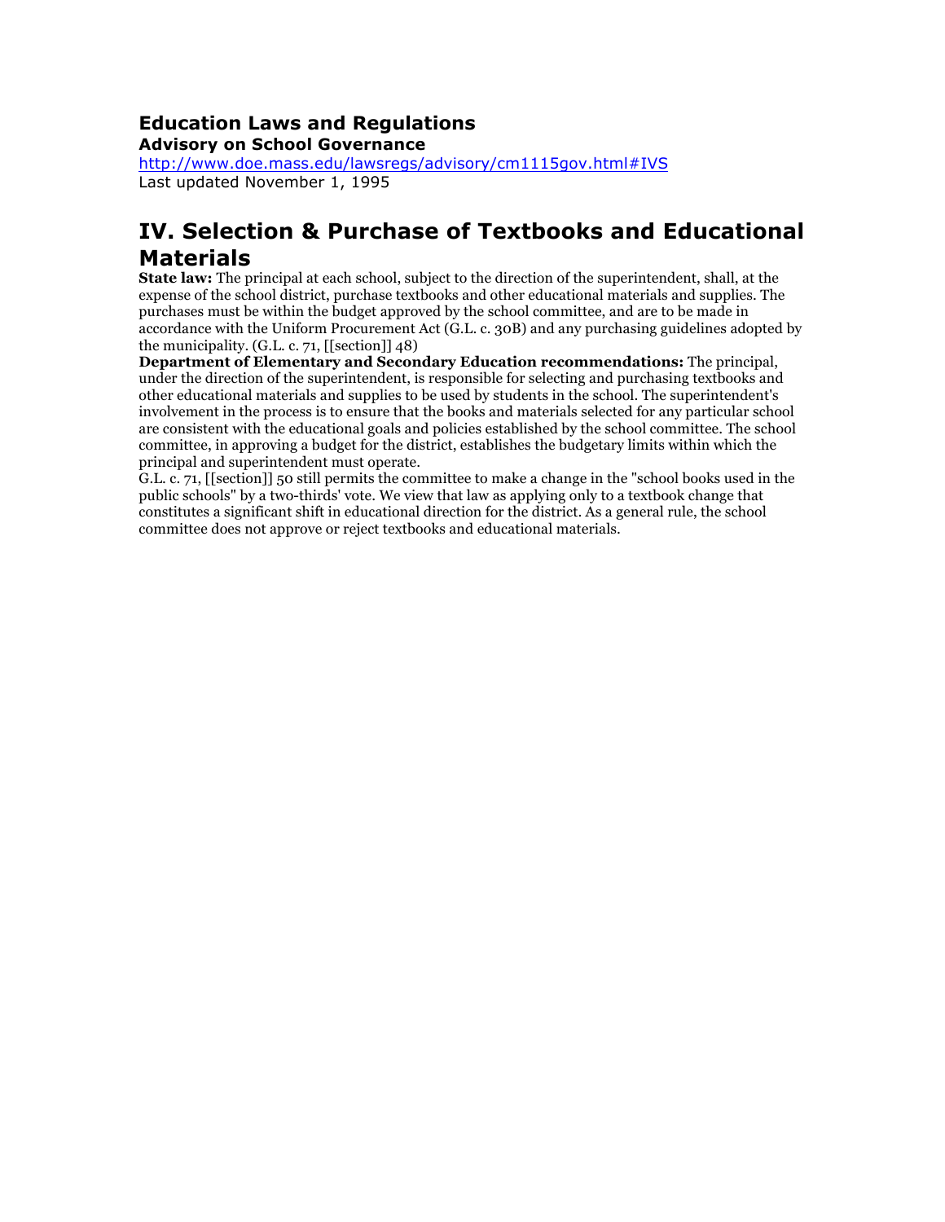**Education Laws and Regulations**
**Advisory on School Governance**
http://www.doe.mass.edu/lawsregs/advisory/cm1115gov.html#IVS
Last updated November 1, 1995

## IV. Selection & Purchase of Textbooks and Educational Materials

**State law:** The principal at each school, subject to the direction of the superintendent, shall, at the expense of the school district, purchase textbooks and other educational materials and supplies. The purchases must be within the budget approved by the school committee, and are to be made in accordance with the Uniform Procurement Act (G.L. c. 30B) and any purchasing guidelines adopted by the municipality. (G.L. c. 71, [[section]] 48)

**Department of Elementary and Secondary Education recommendations:** The principal, under the direction of the superintendent, is responsible for selecting and purchasing textbooks and other educational materials and supplies to be used by students in the school. The superintendent's involvement in the process is to ensure that the books and materials selected for any particular school are consistent with the educational goals and policies established by the school committee. The school committee, in approving a budget for the district, establishes the budgetary limits within which the principal and superintendent must operate.

G.L. c. 71, [[section]] 50 still permits the committee to make a change in the "school books used in the public schools" by a two-thirds' vote. We view that law as applying only to a textbook change that constitutes a significant shift in educational direction for the district. As a general rule, the school committee does not approve or reject textbooks and educational materials.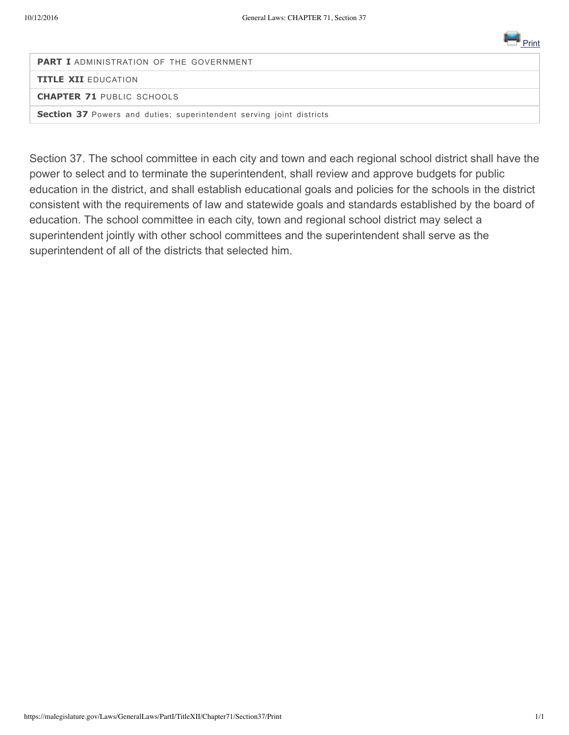| | |
|---|---|
| **PART I** | ADMINISTRATION OF THE GOVERNMENT |
| **TITLE XII** | EDUCATION |
| **CHAPTER 71** | PUBLIC SCHOOLS |
| **Section 37** | Powers and duties; superintendent serving joint districts |

Section 37. The school committee in each city and town and each regional school district shall have the power to select and to terminate the superintendent, shall review and approve budgets for public education in the district, and shall establish educational goals and policies for the schools in the district consistent with the requirements of law and statewide goals and standards established by the board of education. The school committee in each city, town and regional school district may select a superintendent jointly with other school committees and the superintendent shall serve as the superintendent of all of the districts that selected him.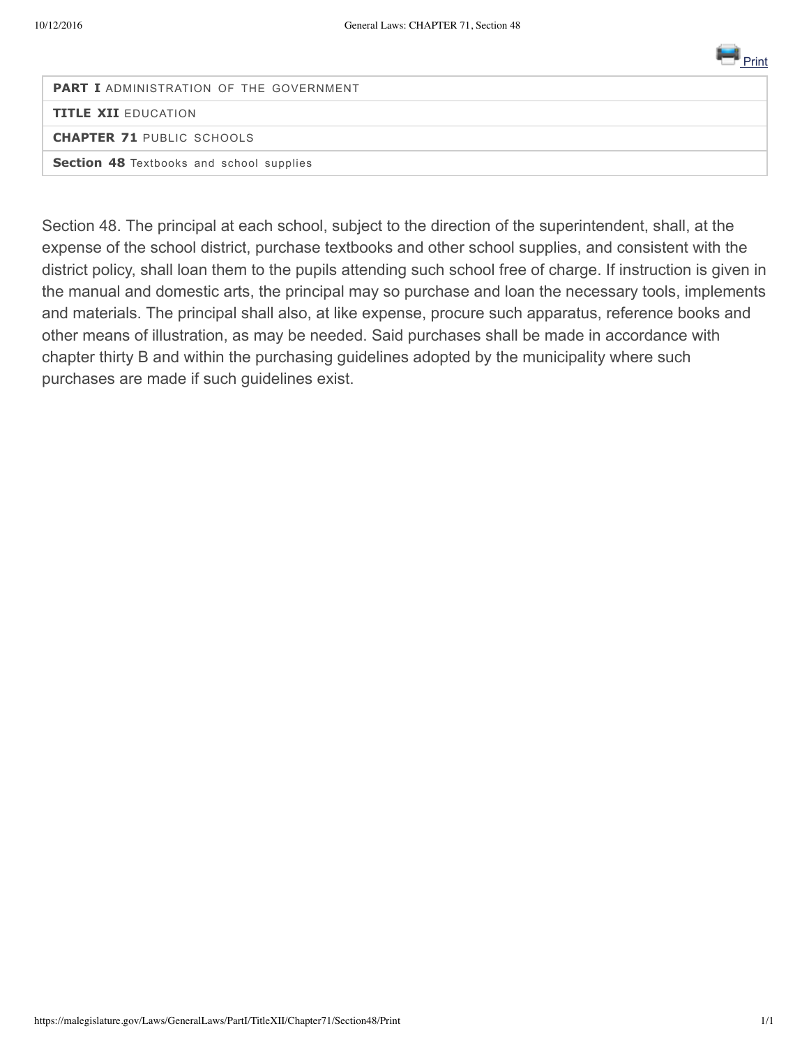| |
|---|
| **PART I** ADMINISTRATION OF THE GOVERNMENT |
| **TITLE XII** EDUCATION |
| **CHAPTER 71** PUBLIC SCHOOLS |
| **Section 48** Textbooks and school supplies |

Section 48. The principal at each school, subject to the direction of the superintendent, shall, at the expense of the school district, purchase textbooks and other school supplies, and consistent with the district policy, shall loan them to the pupils attending such school free of charge. If instruction is given in the manual and domestic arts, the principal may so purchase and loan the necessary tools, implements and materials. The principal shall also, at like expense, procure such apparatus, reference books and other means of illustration, as may be needed. Said purchases shall be made in accordance with chapter thirty B and within the purchasing guidelines adopted by the municipality where such purchases are made if such guidelines exist.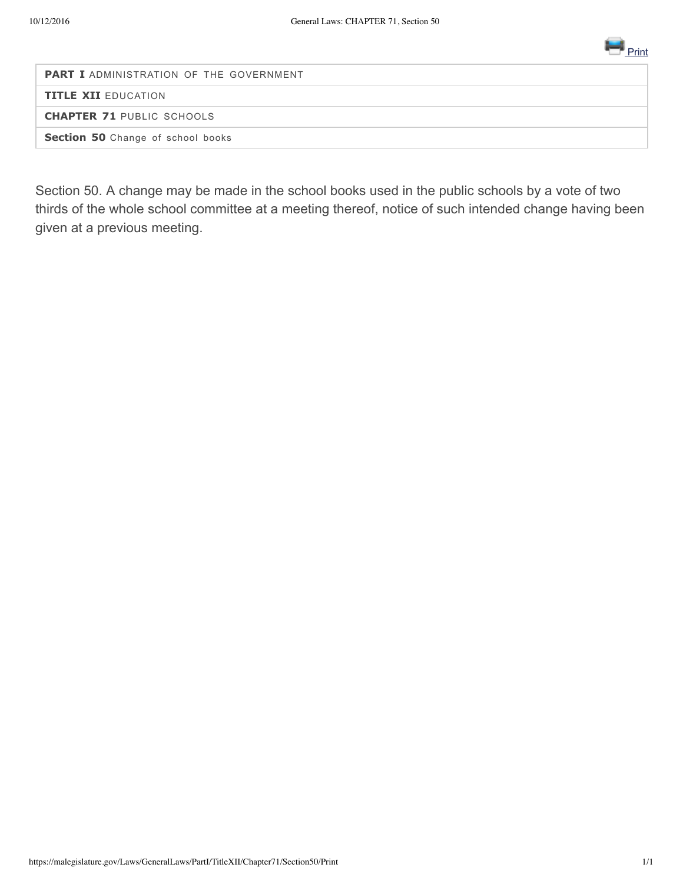| | |
|---|---|
| **PART I** | ADMINISTRATION OF THE GOVERNMENT |
| **TITLE XII** | EDUCATION |
| **CHAPTER 71** | PUBLIC SCHOOLS |
| **Section 50** | Change of school books |

Section 50. A change may be made in the school books used in the public schools by a vote of two thirds of the whole school committee at a meeting thereof, notice of such intended change having been given at a previous meeting.